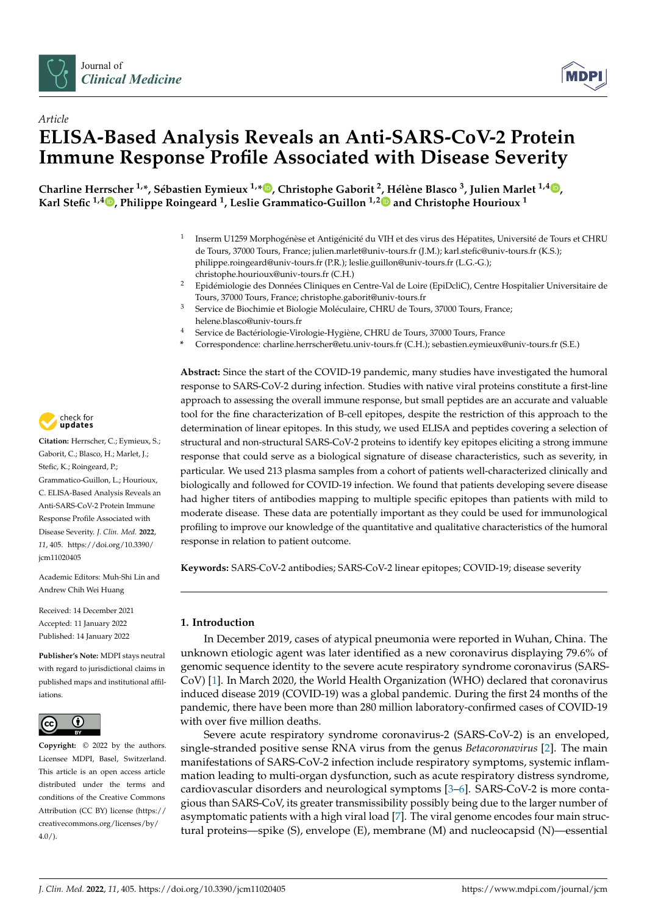*Article*

# ELISA-Based Analysis Reveals an Anti-SARS-CoV-2 Protein Immune Response Profile Associated with Disease Severity

**Charline Herrscher [1,*], Sébastien Eymieux [1,*], Christophe Gaborit [2], Hélène Blasco [3], Julien Marlet [1,4], Karl Stefic [1,4], Philippe Roingeard [1], Leslie Grammatico-Guillon [1,2] and Christophe Hourioux [1]**

1. Inserm U1259 Morphogénèse et Antigénicité du VIH et des virus des Hépatites, Université de Tours et CHRU de Tours, 37000 Tours, France; julien.marlet@univ-tours.fr (J.M.); karl.stefic@univ-tours.fr (K.S.); philippe.roingeard@univ-tours.fr (P.R.); leslie.guillon@univ-tours.fr (L.G.-G.); christophe.hourioux@univ-tours.fr (C.H.)
2. Epidémiologie des Données Cliniques en Centre-Val de Loire (EpiDcliC), Centre Hospitalier Universitaire de Tours, 37000 Tours, France; christophe.gaborit@univ-tours.fr
3. Service de Biochimie et Biologie Moléculaire, CHRU de Tours, 37000 Tours, France; helene.blasco@univ-tours.fr
4. Service de Bactériologie-Virologie-Hygiène, CHRU de Tours, 37000 Tours, France

\* Correspondence: charline.herrscher@etu.univ-tours.fr (C.H.); sebastien.eymieux@univ-tours.fr (S.E.)

**Citation:** Herrscher, C.; Eymieux, S.; Gaborit, C.; Blasco, H.; Marlet, J.; Stefic, K.; Roingeard, P.; Grammatico-Guillon, L.; Hourioux, C. ELISA-Based Analysis Reveals an Anti-SARS-CoV-2 Protein Immune Response Profile Associated with Disease Severity. *J. Clin. Med.* **2022**, *11*, 405. https://doi.org/10.3390/jcm11020405

Academic Editors: Muh-Shi Lin and Andrew Chih Wei Huang

Received: 14 December 2021
Accepted: 11 January 2022
Published: 14 January 2022

**Publisher's Note:** MDPI stays neutral with regard to jurisdictional claims in published maps and institutional affiliations.

**Copyright:** © 2022 by the authors. Licensee MDPI, Basel, Switzerland. This article is an open access article distributed under the terms and conditions of the Creative Commons Attribution (CC BY) license (https://creativecommons.org/licenses/by/4.0/).

**Abstract:** Since the start of the COVID-19 pandemic, many studies have investigated the humoral response to SARS-CoV-2 during infection. Studies with native viral proteins constitute a first-line approach to assessing the overall immune response, but small peptides are an accurate and valuable tool for the fine characterization of B-cell epitopes, despite the restriction of this approach to the determination of linear epitopes. In this study, we used ELISA and peptides covering a selection of structural and non-structural SARS-CoV-2 proteins to identify key epitopes eliciting a strong immune response that could serve as a biological signature of disease characteristics, such as severity, in particular. We used 213 plasma samples from a cohort of patients well-characterized clinically and biologically and followed for COVID-19 infection. We found that patients developing severe disease had higher titers of antibodies mapping to multiple specific epitopes than patients with mild to moderate disease. These data are potentially important as they could be used for immunological profiling to improve our knowledge of the quantitative and qualitative characteristics of the humoral response in relation to patient outcome.

**Keywords:** SARS-CoV-2 antibodies; SARS-CoV-2 linear epitopes; COVID-19; disease severity

## 1. Introduction

In December 2019, cases of atypical pneumonia were reported in Wuhan, China. The unknown etiologic agent was later identified as a new coronavirus displaying 79.6% of genomic sequence identity to the severe acute respiratory syndrome coronavirus (SARS-CoV) [1]. In March 2020, the World Health Organization (WHO) declared that coronavirus induced disease 2019 (COVID-19) was a global pandemic. During the first 24 months of the pandemic, there have been more than 280 million laboratory-confirmed cases of COVID-19 with over five million deaths.

Severe acute respiratory syndrome coronavirus-2 (SARS-CoV-2) is an enveloped, single-stranded positive sense RNA virus from the genus *Betacoronavirus* [2]. The main manifestations of SARS-CoV-2 infection include respiratory symptoms, systemic inflammation leading to multi-organ dysfunction, such as acute respiratory distress syndrome, cardiovascular disorders and neurological symptoms [3–6]. SARS-CoV-2 is more contagious than SARS-CoV, its greater transmissibility possibly being due to the larger number of asymptomatic patients with a high viral load [7]. The viral genome encodes four main structural proteins—spike (S), envelope (E), membrane (M) and nucleocapsid (N)—essential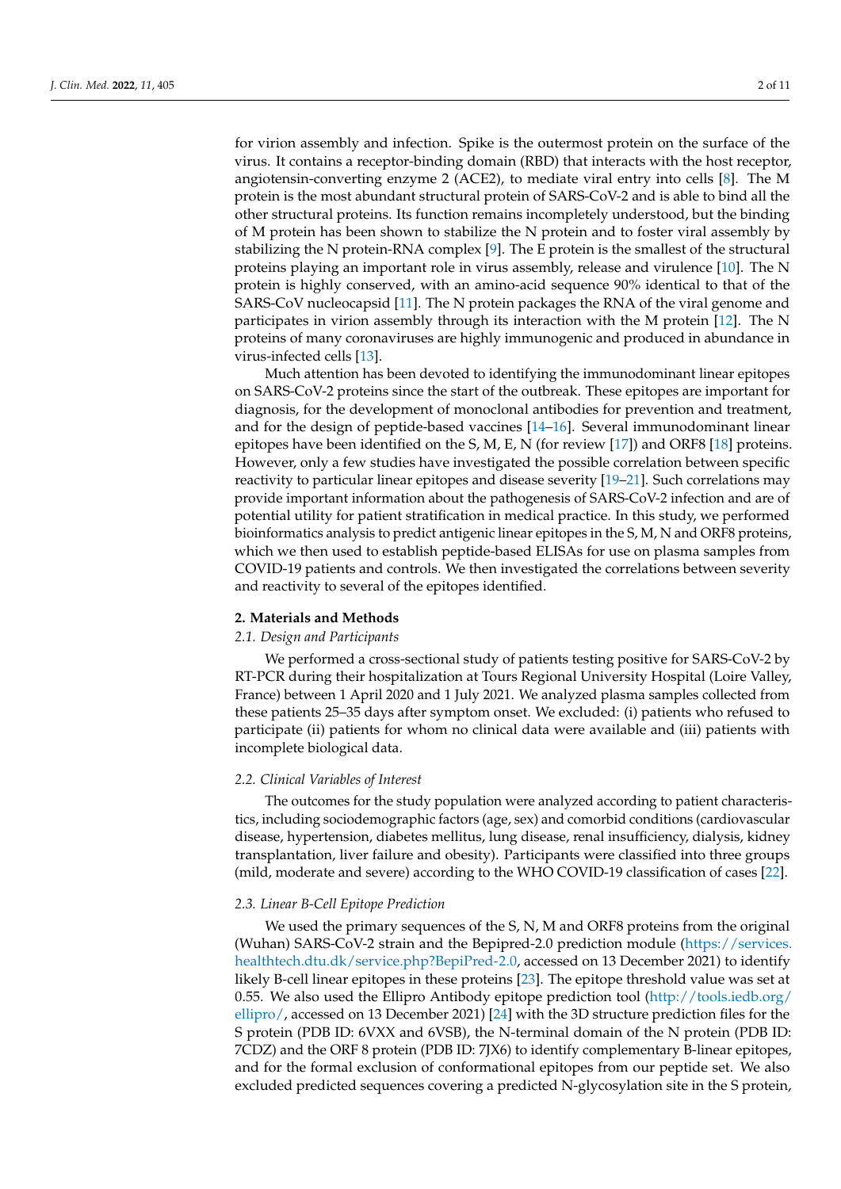for virion assembly and infection. Spike is the outermost protein on the surface of the virus. It contains a receptor-binding domain (RBD) that interacts with the host receptor, angiotensin-converting enzyme 2 (ACE2), to mediate viral entry into cells [8]. The M protein is the most abundant structural protein of SARS-CoV-2 and is able to bind all the other structural proteins. Its function remains incompletely understood, but the binding of M protein has been shown to stabilize the N protein and to foster viral assembly by stabilizing the N protein-RNA complex [9]. The E protein is the smallest of the structural proteins playing an important role in virus assembly, release and virulence [10]. The N protein is highly conserved, with an amino-acid sequence 90% identical to that of the SARS-CoV nucleocapsid [11]. The N protein packages the RNA of the viral genome and participates in virion assembly through its interaction with the M protein [12]. The N proteins of many coronaviruses are highly immunogenic and produced in abundance in virus-infected cells [13].

Much attention has been devoted to identifying the immunodominant linear epitopes on SARS-CoV-2 proteins since the start of the outbreak. These epitopes are important for diagnosis, for the development of monoclonal antibodies for prevention and treatment, and for the design of peptide-based vaccines [14–16]. Several immunodominant linear epitopes have been identified on the S, M, E, N (for review [17]) and ORF8 [18] proteins. However, only a few studies have investigated the possible correlation between specific reactivity to particular linear epitopes and disease severity [19–21]. Such correlations may provide important information about the pathogenesis of SARS-CoV-2 infection and are of potential utility for patient stratification in medical practice. In this study, we performed bioinformatics analysis to predict antigenic linear epitopes in the S, M, N and ORF8 proteins, which we then used to establish peptide-based ELISAs for use on plasma samples from COVID-19 patients and controls. We then investigated the correlations between severity and reactivity to several of the epitopes identified.

## 2. Materials and Methods

### 2.1. Design and Participants

We performed a cross-sectional study of patients testing positive for SARS-CoV-2 by RT-PCR during their hospitalization at Tours Regional University Hospital (Loire Valley, France) between 1 April 2020 and 1 July 2021. We analyzed plasma samples collected from these patients 25–35 days after symptom onset. We excluded: (i) patients who refused to participate (ii) patients for whom no clinical data were available and (iii) patients with incomplete biological data.

### 2.2. Clinical Variables of Interest

The outcomes for the study population were analyzed according to patient characteristics, including sociodemographic factors (age, sex) and comorbid conditions (cardiovascular disease, hypertension, diabetes mellitus, lung disease, renal insufficiency, dialysis, kidney transplantation, liver failure and obesity). Participants were classified into three groups (mild, moderate and severe) according to the WHO COVID-19 classification of cases [22].

### 2.3. Linear B-Cell Epitope Prediction

We used the primary sequences of the S, N, M and ORF8 proteins from the original (Wuhan) SARS-CoV-2 strain and the Bepipred-2.0 prediction module (https://services.healthtech.dtu.dk/service.php?BepiPred-2.0, accessed on 13 December 2021) to identify likely B-cell linear epitopes in these proteins [23]. The epitope threshold value was set at 0.55. We also used the Ellipro Antibody epitope prediction tool (http://tools.iedb.org/ellipro/, accessed on 13 December 2021) [24] with the 3D structure prediction files for the S protein (PDB ID: 6VXX and 6VSB), the N-terminal domain of the N protein (PDB ID: 7CDZ) and the ORF 8 protein (PDB ID: 7JX6) to identify conformational B-linear epitopes, and for the formal exclusion of conformational epitopes from our peptide set. We also excluded predicted sequences covering a predicted N-glycosylation site in the S protein,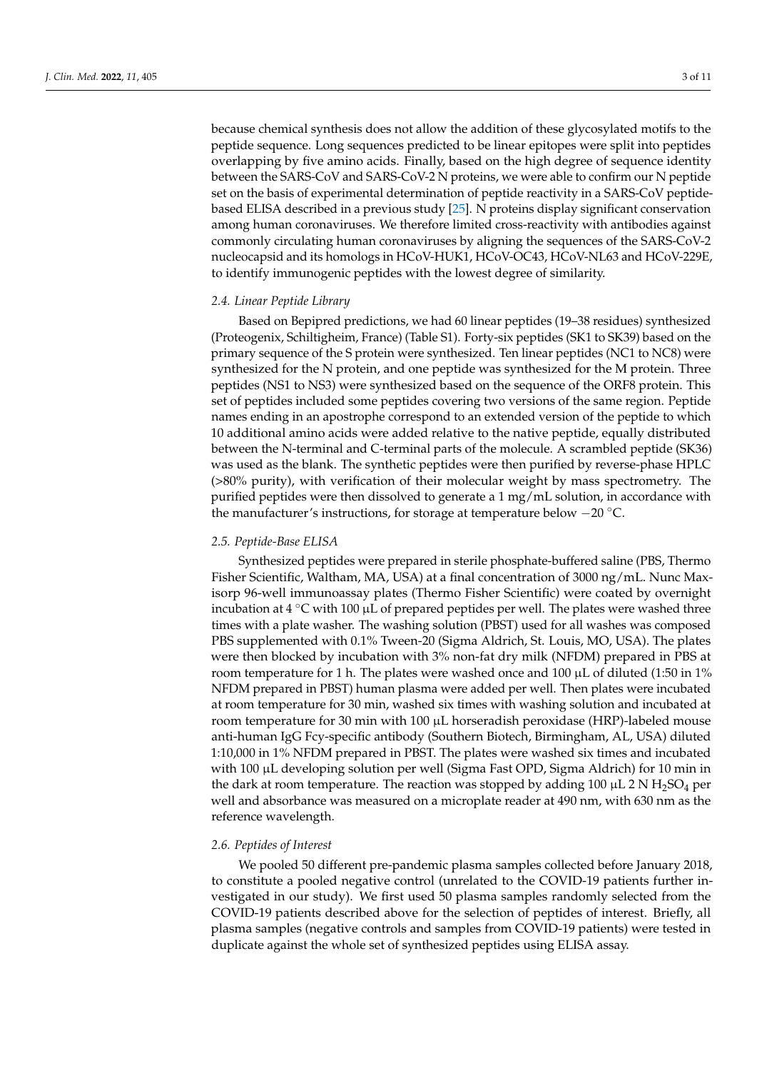because chemical synthesis does not allow the addition of these glycosylated motifs to the peptide sequence. Long sequences predicted to be linear epitopes were split into peptides overlapping by five amino acids. Finally, based on the high degree of sequence identity between the SARS-CoV and SARS-CoV-2 N proteins, we were able to confirm our N peptide set on the basis of experimental determination of peptide reactivity in a SARS-CoV peptide-based ELISA described in a previous study [25]. N proteins display significant conservation among human coronaviruses. We therefore limited cross-reactivity with antibodies against commonly circulating human coronaviruses by aligning the sequences of the SARS-CoV-2 nucleocapsid and its homologs in HCoV-HUK1, HCoV-OC43, HCoV-NL63 and HCoV-229E, to identify immunogenic peptides with the lowest degree of similarity.

### *2.4. Linear Peptide Library*

Based on Bepipred predictions, we had 60 linear peptides (19–38 residues) synthesized (Proteogenix, Schiltigheim, France) (Table S1). Forty-six peptides (SK1 to SK39) based on the primary sequence of the S protein were synthesized. Ten linear peptides (NC1 to NC8) were synthesized for the N protein, and one peptide was synthesized for the M protein. Three peptides (NS1 to NS3) were synthesized based on the sequence of the ORF8 protein. This set of peptides included some peptides covering two versions of the same region. Peptide names ending in an apostrophe correspond to an extended version of the peptide to which 10 additional amino acids were added relative to the native peptide, equally distributed between the N-terminal and C-terminal parts of the molecule. A scrambled peptide (SK36) was used as the blank. The synthetic peptides were then purified by reverse-phase HPLC (>80% purity), with verification of their molecular weight by mass spectrometry. The purified peptides were then dissolved to generate a 1 mg/mL solution, in accordance with the manufacturer's instructions, for storage at temperature below −20 °C.

### *2.5. Peptide-Base ELISA*

Synthesized peptides were prepared in sterile phosphate-buffered saline (PBS, Thermo Fisher Scientific, Waltham, MA, USA) at a final concentration of 3000 ng/mL. Nunc Maxisorp 96-well immunoassay plates (Thermo Fisher Scientific) were coated by overnight incubation at 4 °C with 100 µL of prepared peptides per well. The plates were washed three times with a plate washer. The washing solution (PBST) used for all washes was composed PBS supplemented with 0.1% Tween-20 (Sigma Aldrich, St. Louis, MO, USA). The plates were then blocked by incubation with 3% non-fat dry milk (NFDM) prepared in PBS at room temperature for 1 h. The plates were washed once and 100 µL of diluted (1:50 in 1% NFDM prepared in PBST) human plasma were added per well. Then plates were incubated at room temperature for 30 min, washed six times with washing solution and incubated at room temperature for 30 min with 100 µL horseradish peroxidase (HRP)-labeled mouse anti-human IgG Fcγ-specific antibody (Southern Biotech, Birmingham, AL, USA) diluted 1:10,000 in 1% NFDM prepared in PBST. The plates were washed six times and incubated with 100 µL developing solution per well (Sigma Fast OPD, Sigma Aldrich) for 10 min in the dark at room temperature. The reaction was stopped by adding 100 µL 2 N $H_2SO_4$ per well and absorbance was measured on a microplate reader at 490 nm, with 630 nm as the reference wavelength.

### *2.6. Peptides of Interest*

We pooled 50 different pre-pandemic plasma samples collected before January 2018, to constitute a pooled negative control (unrelated to the COVID-19 patients further investigated in our study). We first used 50 plasma samples randomly selected from the COVID-19 patients described above for the selection of peptides of interest. Briefly, all plasma samples (negative controls and samples from COVID-19 patients) were tested in duplicate against the whole set of synthesized peptides using ELISA assay.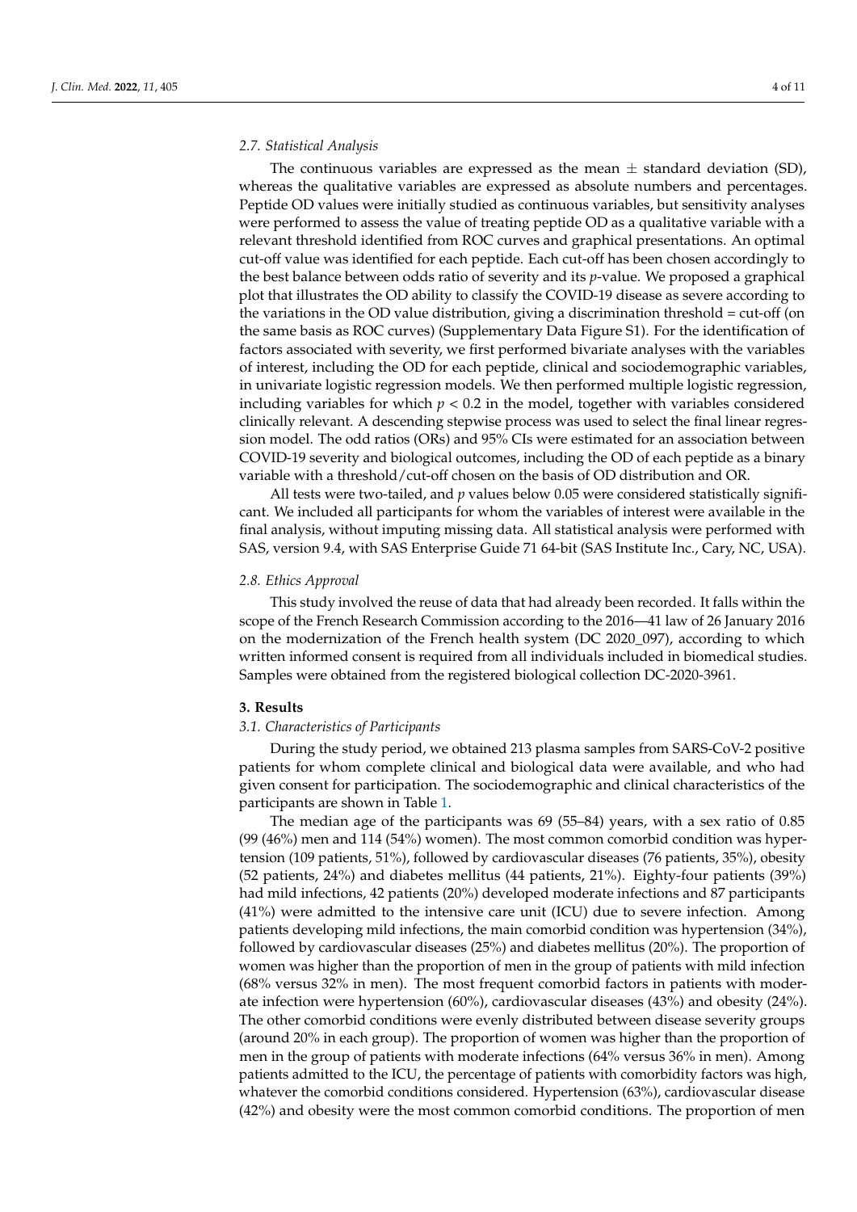### 2.7. Statistical Analysis

The continuous variables are expressed as the mean ± standard deviation (SD), whereas the qualitative variables are expressed as absolute numbers and percentages. Peptide OD values were initially studied as continuous variables, but sensitivity analyses were performed to assess the value of treating peptide OD as a qualitative variable with a relevant threshold identified from ROC curves and graphical presentations. An optimal cut-off value was identified for each peptide. Each cut-off has been chosen accordingly to the best balance between odds ratio of severity and its *p*-value. We proposed a graphical plot that illustrates the OD ability to classify the COVID-19 disease as severe according to the variations in the OD value distribution, giving a discrimination threshold = cut-off (on the same basis as ROC curves) (Supplementary Data Figure S1). For the identification of factors associated with severity, we first performed bivariate analyses with the variables of interest, including the OD for each peptide, clinical and sociodemographic variables, in univariate logistic regression models. We then performed multiple logistic regression, including variables for which $p < 0.2$ in the model, together with variables considered clinically relevant. A descending stepwise process was used to select the final linear regression model. The odd ratios (ORs) and 95% CIs were estimated for an association between COVID-19 severity and biological outcomes, including the OD of each peptide as a binary variable with a threshold/cut-off chosen on the basis of OD distribution and OR.

All tests were two-tailed, and *p* values below 0.05 were considered statistically significant. We included all participants for whom the variables of interest were available in the final analysis, without imputing missing data. All statistical analysis were performed with SAS, version 9.4, with SAS Enterprise Guide 71 64-bit (SAS Institute Inc., Cary, NC, USA).

### 2.8. Ethics Approval

This study involved the reuse of data that had already been recorded. It falls within the scope of the French Research Commission according to the 2016—41 law of 26 January 2016 on the modernization of the French health system (DC 2020_097), according to which written informed consent is required from all individuals included in biomedical studies. Samples were obtained from the registered biological collection DC-2020-3961.

## 3. Results

### 3.1. Characteristics of Participants

During the study period, we obtained 213 plasma samples from SARS-CoV-2 positive patients for whom complete clinical and biological data were available, and who had given consent for participation. The sociodemographic and clinical characteristics of the participants are shown in Table 1.

The median age of the participants was 69 (55–84) years, with a sex ratio of 0.85 (99 (46%) men and 114 (54%) women). The most common comorbid condition was hypertension (109 patients, 51%), followed by cardiovascular diseases (76 patients, 35%), obesity (52 patients, 24%) and diabetes mellitus (44 patients, 21%). Eighty-four patients (39%) had mild infections, 42 patients (20%) developed moderate infections and 87 participants (41%) were admitted to the intensive care unit (ICU) due to severe infection. Among patients developing mild infections, the main comorbid condition was hypertension (34%), followed by cardiovascular diseases (25%) and diabetes mellitus (20%). The proportion of women was higher than the proportion of men in the group of patients with mild infection (68% versus 32% in men). The most frequent comorbid factors in patients with moderate infection were hypertension (60%), cardiovascular diseases (43%) and obesity (24%). The other comorbid conditions were evenly distributed between disease severity groups (around 20% in each group). The proportion of women was higher than the proportion of men in the group of patients with moderate infections (64% versus 36% in men). Among patients admitted to the ICU, the percentage of patients with comorbidity factors was high, whatever the comorbid conditions considered. Hypertension (63%), cardiovascular disease (42%) and obesity were the most common comorbid conditions. The proportion of men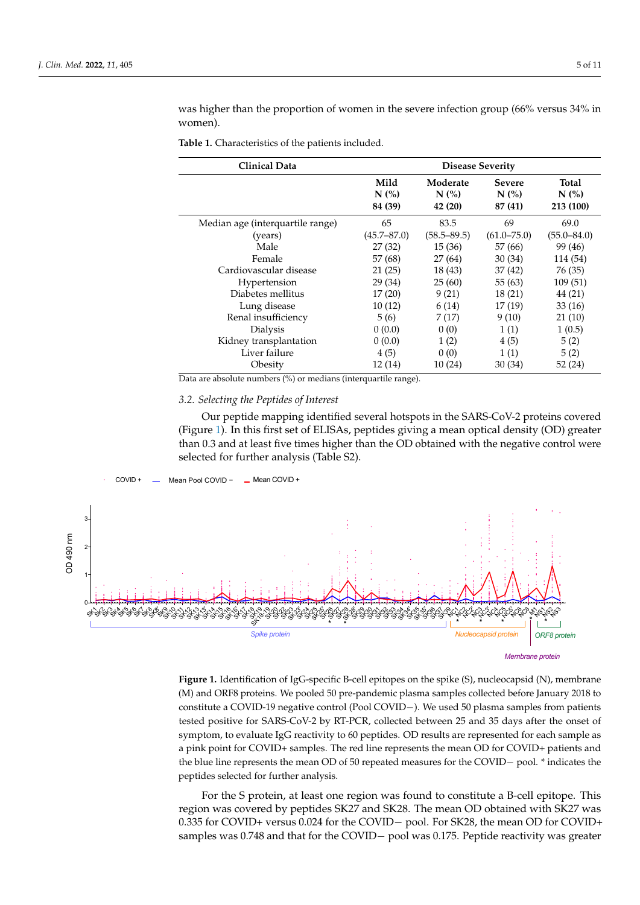was higher than the proportion of women in the severe infection group (66% versus 34% in women).

**Table 1.** Characteristics of the patients included.

| Clinical Data | Disease Severity | | | |
|---|---|---|---|---|
| | **Mild N (%) 84 (39)** | **Moderate N (%) 42 (20)** | **Severe N (%) 87 (41)** | **Total N (%) 213 (100)** |
| Median age (interquartile range) (years) | 65 (45.7–87.0) | 83.5 (58.5–89.5) | 69 (61.0–75.0) | 69.0 (55.0–84.0) |
| Male | 27 (32) | 15 (36) | 57 (66) | 99 (46) |
| Female | 57 (68) | 27 (64) | 30 (34) | 114 (54) |
| Cardiovascular disease | 21 (25) | 18 (43) | 37 (42) | 76 (35) |
| Hypertension | 29 (34) | 25 (60) | 55 (63) | 109 (51) |
| Diabetes mellitus | 17 (20) | 9 (21) | 18 (21) | 44 (21) |
| Lung disease | 10 (12) | 6 (14) | 17 (19) | 33 (16) |
| Renal insufficiency | 5 (6) | 7 (17) | 9 (10) | 21 (10) |
| Dialysis | 0 (0.0) | 0 (0) | 1 (1) | 1 (0.5) |
| Kidney transplantation | 0 (0.0) | 1 (2) | 4 (5) | 5 (2) |
| Liver failure | 4 (5) | 0 (0) | 1 (1) | 5 (2) |
| Obesity | 12 (14) | 10 (24) | 30 (34) | 52 (24) |

Data are absolute numbers (%) or medians (interquartile range).

### 3.2. Selecting the Peptides of Interest

Our peptide mapping identified several hotspots in the SARS-CoV-2 proteins covered (Figure 1). In this first set of ELISAs, peptides giving a mean optical density (OD) greater than 0.3 and at least five times higher than the OD obtained with the negative control were selected for further analysis (Table S2).

**Figure 1.** Identification of IgG-specific B-cell epitopes on the spike (S), nucleocapsid (N), membrane (M) and ORF8 proteins. We pooled 50 pre-pandemic plasma samples collected before January 2018 to constitute a COVID-19 negative control (Pool COVID−). We used 50 plasma samples from patients tested positive for SARS-CoV-2 by RT-PCR, collected between 25 and 35 days after the onset of symptom, to evaluate IgG reactivity to 60 peptides. OD results are represented for each sample as a pink point for COVID+ samples. The red line represents the mean OD for COVID+ patients and the blue line represents the mean OD of 50 repeated measures for the COVID− pool. * indicates the peptides selected for further analysis.

For the S protein, at least one region was found to constitute a B-cell epitope. This region was covered by peptides SK27 and SK28. The mean OD obtained with SK27 was 0.335 for COVID+ versus 0.024 for the COVID− pool. For SK28, the mean OD for COVID+ samples was 0.748 and that for the COVID− pool was 0.175. Peptide reactivity was greater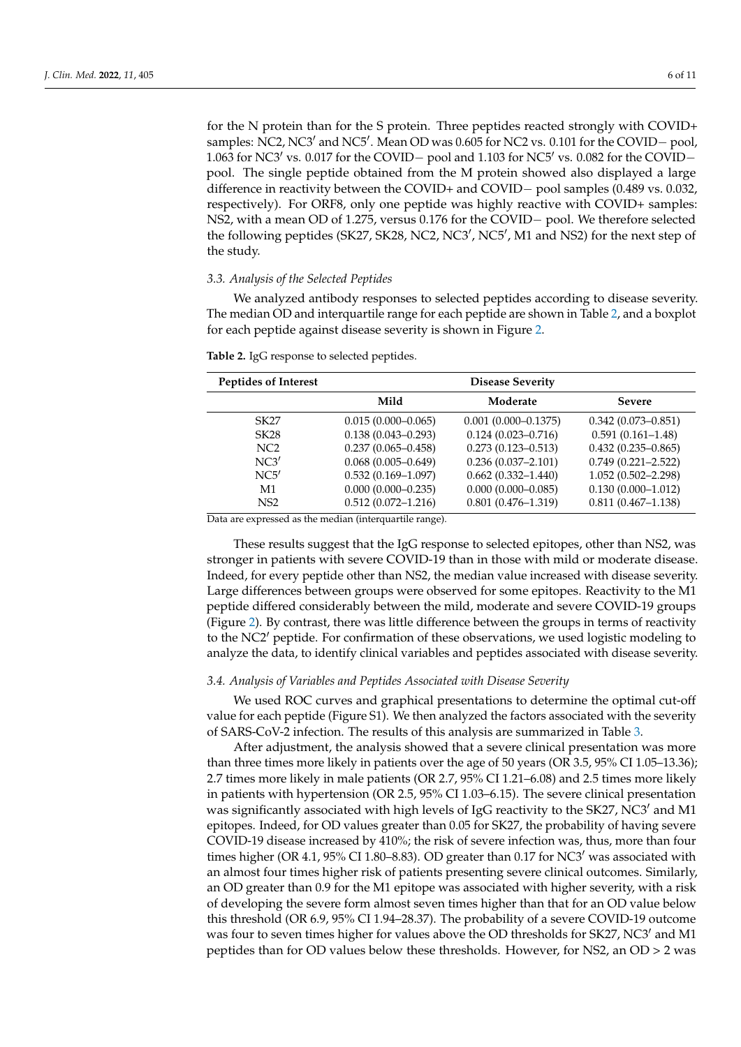for the N protein than for the S protein. Three peptides reacted strongly with COVID+ samples: NC2, NC3′ and NC5′. Mean OD was 0.605 for NC2 vs. 0.101 for the COVID− pool, 1.063 for NC3′ vs. 0.017 for the COVID− pool and 1.103 for NC5′ vs. 0.082 for the COVID− pool. The single peptide obtained from the M protein showed also displayed a large difference in reactivity between the COVID+ and COVID− pool samples (0.489 vs. 0.032, respectively). For ORF8, only one peptide was highly reactive with COVID+ samples: NS2, with a mean OD of 1.275, versus 0.176 for the COVID− pool. We therefore selected the following peptides (SK27, SK28, NC2, NC3′, NC5′, M1 and NS2) for the next step of the study.

### 3.3. Analysis of the Selected Peptides

We analyzed antibody responses to selected peptides according to disease severity. The median OD and interquartile range for each peptide are shown in Table 2, and a boxplot for each peptide against disease severity is shown in Figure 2.

**Table 2.** IgG response to selected peptides.

| Peptides of Interest | Disease Severity | | |
|---|---|---|---|
| | **Mild** | **Moderate** | **Severe** |
| SK27 | 0.015 (0.000–0.065) | 0.001 (0.000–0.1375) | 0.342 (0.073–0.851) |
| SK28 | 0.138 (0.043–0.293) | 0.124 (0.023–0.716) | 0.591 (0.161–1.48) |
| NC2 | 0.237 (0.065–0.458) | 0.273 (0.123–0.513) | 0.432 (0.235–0.865) |
| NC3′ | 0.068 (0.005–0.649) | 0.236 (0.037–2.101) | 0.749 (0.221–2.522) |
| NC5′ | 0.532 (0.169–1.097) | 0.662 (0.332–1.440) | 1.052 (0.502–2.298) |
| M1 | 0.000 (0.000–0.235) | 0.000 (0.000–0.085) | 0.130 (0.000–1.012) |
| NS2 | 0.512 (0.072–1.216) | 0.801 (0.476–1.319) | 0.811 (0.467–1.138) |

Data are expressed as the median (interquartile range).

These results suggest that the IgG response to selected epitopes, other than NS2, was stronger in patients with severe COVID-19 than in those with mild or moderate disease. Indeed, for every peptide other than NS2, the median value increased with disease severity. Large differences between groups were observed for some epitopes. Reactivity to the M1 peptide differed considerably between the mild, moderate and severe COVID-19 groups (Figure 2). By contrast, there was little difference between the groups in terms of reactivity to the NC2′ peptide. For confirmation of these observations, we used logistic modeling to analyze the data, to identify clinical variables and peptides associated with disease severity.

### 3.4. Analysis of Variables and Peptides Associated with Disease Severity

We used ROC curves and graphical presentations to determine the optimal cut-off value for each peptide (Figure S1). We then analyzed the factors associated with the severity of SARS-CoV-2 infection. The results of this analysis are summarized in Table 3.

After adjustment, the analysis showed that a severe clinical presentation was more than three times more likely in patients over the age of 50 years (OR 3.5, 95% CI 1.05–13.36); 2.7 times more likely in male patients (OR 2.7, 95% CI 1.21–6.08) and 2.5 times more likely in patients with hypertension (OR 2.5, 95% CI 1.03–6.15). The severe clinical presentation was significantly associated with high levels of IgG reactivity to the SK27, NC3′ and M1 epitopes. Indeed, for OD values greater than 0.05 for SK27, the probability of having severe COVID-19 disease increased by 410%; the risk of severe infection was, thus, more than four times higher (OR 4.1, 95% CI 1.80–8.83). OD greater than 0.17 for NC3′ was associated with an almost four times higher risk of patients presenting severe clinical outcomes. Similarly, an OD greater than 0.9 for the M1 epitope was associated with higher severity, with a risk of developing the severe form almost seven times higher than that for an OD value below this threshold (OR 6.9, 95% CI 1.94–28.37). The probability of a severe COVID-19 outcome was four to seven times higher for values above the OD thresholds for SK27, NC3′ and M1 peptides than for OD values below these thresholds. However, for NS2, an OD > 2 was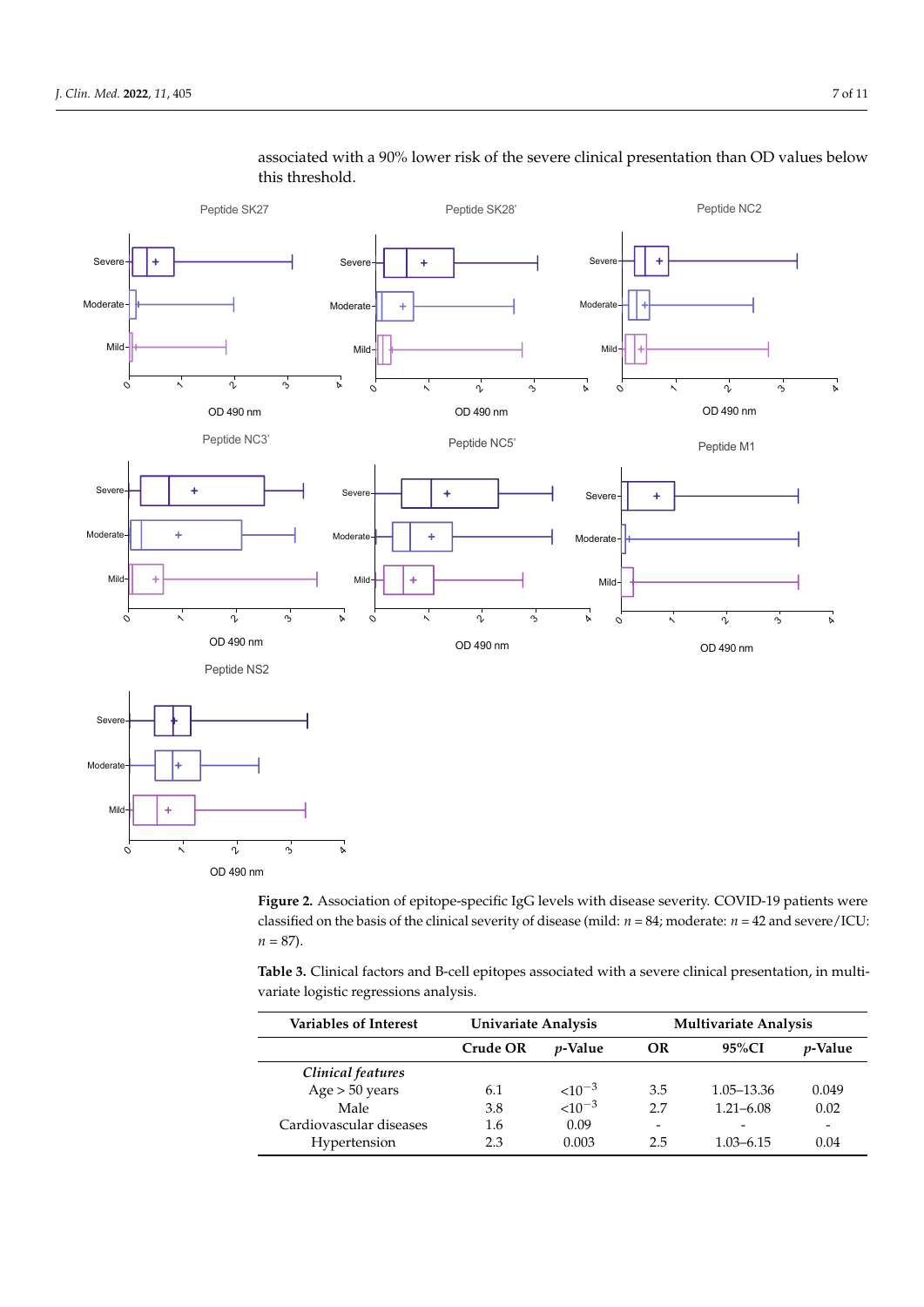associated with a 90% lower risk of the severe clinical presentation than OD values below this threshold.

**Figure 2.** Association of epitope-specific IgG levels with disease severity. COVID-19 patients were classified on the basis of the clinical severity of disease (mild: $n = 84$; moderate: $n = 42$ and severe/ICU: $n = 87$).

**Table 3.** Clinical factors and B-cell epitopes associated with a severe clinical presentation, in multivariate logistic regressions analysis.

| Variables of Interest | Univariate Analysis | | Multivariate Analysis | | |
|---|---|---|---|---|---|
| | Crude OR | *p*-Value | OR | 95%CI | *p*-Value |
| *Clinical features* | | | | | |
| Age > 50 years | 6.1 | $<10^{-3}$ | 3.5 | 1.05–13.36 | 0.049 |
| Male | 3.8 | $<10^{-3}$ | 2.7 | 1.21–6.08 | 0.02 |
| Cardiovascular diseases | 1.6 | 0.09 | - | - | - |
| Hypertension | 2.3 | 0.003 | 2.5 | 1.03–6.15 | 0.04 |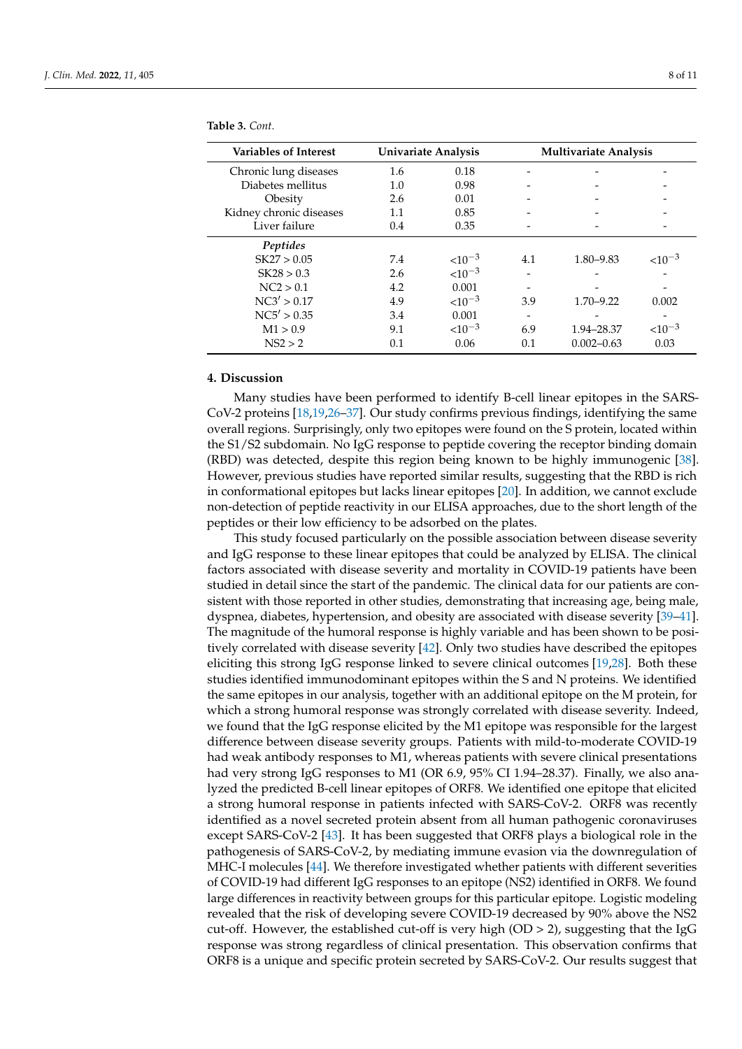**Table 3.** *Cont.*

| Variables of Interest | Univariate Analysis | | Multivariate Analysis | | |
|---|---|---|---|---|---|
| Chronic lung diseases | 1.6 | 0.18 | - | - | - |
| Diabetes mellitus | 1.0 | 0.98 | - | - | - |
| Obesity | 2.6 | 0.01 | - | - | - |
| Kidney chronic diseases | 1.1 | 0.85 | - | - | - |
| Liver failure | 0.4 | 0.35 | - | - | - |
| ***Peptides*** | | | | | |
| SK27 > 0.05 | 7.4 | $<10^{-3}$ | 4.1 | 1.80–9.83 | $<10^{-3}$ |
| SK28 > 0.3 | 2.6 | $<10^{-3}$ | - | - | - |
| NC2 > 0.1 | 4.2 | 0.001 | - | - | - |
| NC3′ > 0.17 | 4.9 | $<10^{-3}$ | 3.9 | 1.70–9.22 | 0.002 |
| NC5′ > 0.35 | 3.4 | 0.001 | - | - | - |
| M1 > 0.9 | 9.1 | $<10^{-3}$ | 6.9 | 1.94–28.37 | $<10^{-3}$ |
| NS2 > 2 | 0.1 | 0.06 | 0.1 | 0.002–0.63 | 0.03 |

## 4. Discussion

Many studies have been performed to identify B-cell linear epitopes in the SARS-CoV-2 proteins [18,19,26–37]. Our study confirms previous findings, identifying the same overall regions. Surprisingly, only two epitopes were found on the S protein, located within the S1/S2 subdomain. No IgG response to peptide covering the receptor binding domain (RBD) was detected, despite this region being known to be highly immunogenic [38]. However, previous studies have reported similar results, suggesting that the RBD is rich in conformational epitopes but lacks linear epitopes [20]. In addition, we cannot exclude non-detection of peptide reactivity in our ELISA approaches, due to the short length of the peptides or their low efficiency to be adsorbed on the plates.

This study focused particularly on the possible association between disease severity and IgG response to these linear epitopes that could be analyzed by ELISA. The clinical factors associated with disease severity and mortality in COVID-19 patients have been studied in detail since the start of the pandemic. The clinical data for our patients are consistent with those reported in other studies, demonstrating that increasing age, being male, dyspnea, diabetes, hypertension, and obesity are associated with disease severity [39–41]. The magnitude of the humoral response is highly variable and has been shown to be positively correlated with disease severity [42]. Only two studies have described the epitopes eliciting this strong IgG response linked to severe clinical outcomes [19,28]. Both these studies identified immunodominant epitopes within the S and N proteins. We identified the same epitopes in our analysis, together with an additional epitope on the M protein, for which a strong humoral response was strongly correlated with disease severity. Indeed, we found that the IgG response elicited by the M1 epitope was responsible for the largest difference between disease severity groups. Patients with mild-to-moderate COVID-19 had weak antibody responses to M1, whereas patients with severe clinical presentations had very strong IgG responses to M1 (OR 6.9, 95% CI 1.94–28.37). Finally, we also analyzed the predicted B-cell linear epitopes of ORF8. We identified one epitope that elicited a strong humoral response in patients infected with SARS-CoV-2. ORF8 was recently identified as a novel secreted protein absent from all human pathogenic coronaviruses except SARS-CoV-2 [43]. It has been suggested that ORF8 plays a biological role in the pathogenesis of SARS-CoV-2, by mediating immune evasion via the downregulation of MHC-I molecules [44]. We therefore investigated whether patients with different severities of COVID-19 had different IgG responses to an epitope (NS2) identified in ORF8. We found large differences in reactivity between groups for this particular epitope. Logistic modeling revealed that the risk of developing severe COVID-19 decreased by 90% above the NS2 cut-off. However, the established cut-off is very high (OD > 2), suggesting that the IgG response was strong regardless of clinical presentation. This observation confirms that ORF8 is a unique and specific protein secreted by SARS-CoV-2. Our results suggest that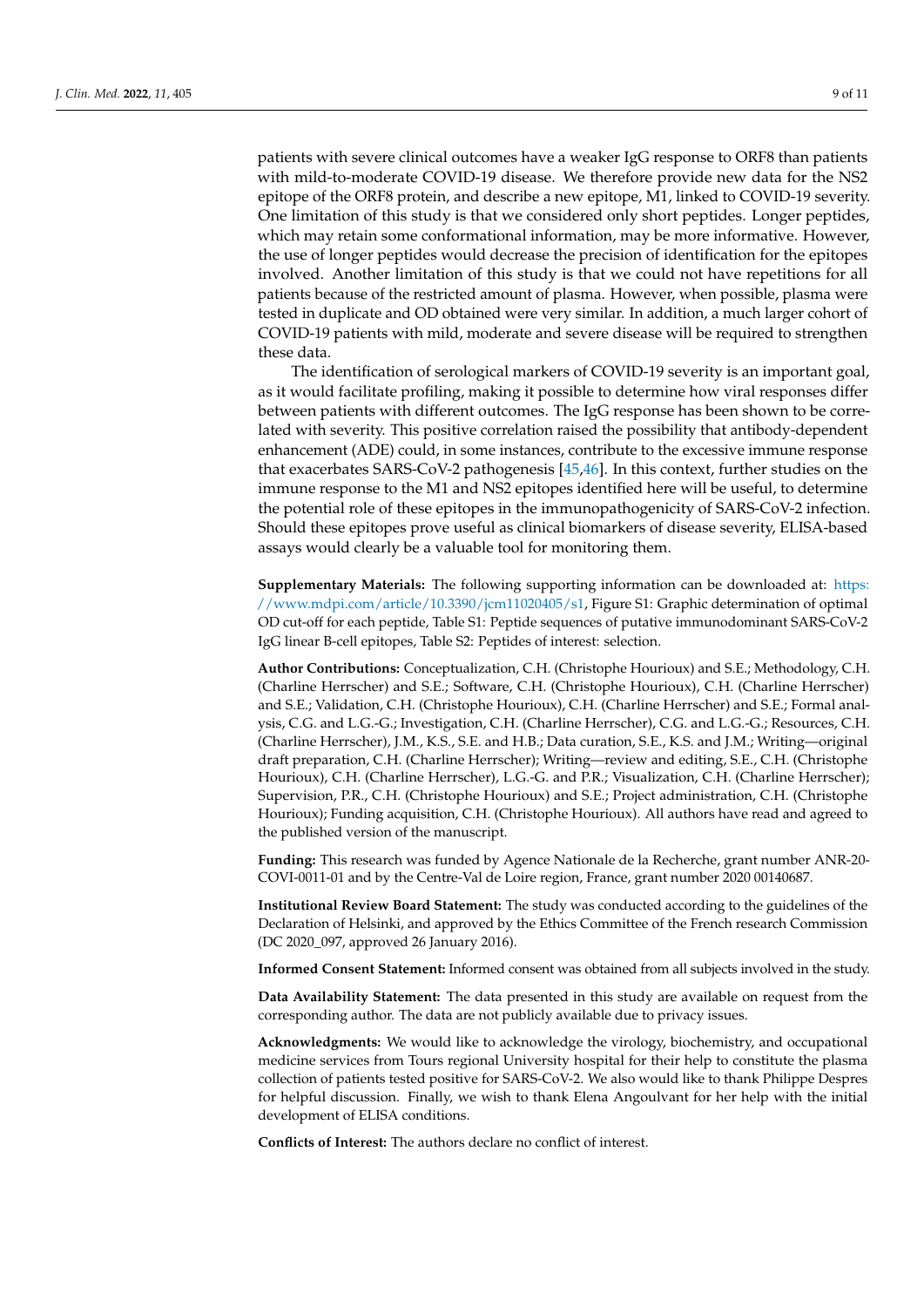patients with severe clinical outcomes have a weaker IgG response to ORF8 than patients with mild-to-moderate COVID-19 disease. We therefore provide new data for the NS2 epitope of the ORF8 protein, and describe a new epitope, M1, linked to COVID-19 severity. One limitation of this study is that we considered only short peptides. Longer peptides, which may retain some conformational information, may be more informative. However, the use of longer peptides would decrease the precision of identification for the epitopes involved. Another limitation of this study is that we could not have repetitions for all patients because of the restricted amount of plasma. However, when possible, plasma were tested in duplicate and OD obtained were very similar. In addition, a much larger cohort of COVID-19 patients with mild, moderate and severe disease will be required to strengthen these data.

The identification of serological markers of COVID-19 severity is an important goal, as it would facilitate profiling, making it possible to determine how viral responses differ between patients with different outcomes. The IgG response has been shown to be correlated with severity. This positive correlation raised the possibility that antibody-dependent enhancement (ADE) could, in some instances, contribute to the excessive immune response that exacerbates SARS-CoV-2 pathogenesis [45,46]. In this context, further studies on the immune response to the M1 and NS2 epitopes identified here will be useful, to determine the potential role of these epitopes in the immunopathogenicity of SARS-CoV-2 infection. Should these epitopes prove useful as clinical biomarkers of disease severity, ELISA-based assays would clearly be a valuable tool for monitoring them.

**Supplementary Materials:** The following supporting information can be downloaded at: https://www.mdpi.com/article/10.3390/jcm11020405/s1, Figure S1: Graphic determination of optimal OD cut-off for each peptide, Table S1: Peptide sequences of putative immunodominant SARS-CoV-2 IgG linear B-cell epitopes, Table S2: Peptides of interest: selection.

**Author Contributions:** Conceptualization, C.H. (Christophe Hourioux) and S.E.; Methodology, C.H. (Charline Herrscher) and S.E.; Software, C.H. (Christophe Hourioux), C.H. (Charline Herrscher) and S.E.; Validation, C.H. (Christophe Hourioux), C.H. (Charline Herrscher) and S.E.; Formal analysis, C.G. and L.G.-G.; Investigation, C.H. (Charline Herrscher), C.G. and L.G.-G.; Resources, C.H. (Charline Herrscher), J.M., K.S., S.E. and H.B.; Data curation, S.E., K.S. and J.M.; Writing—original draft preparation, C.H. (Charline Herrscher); Writing—review and editing, S.E., C.H. (Christophe Hourioux), C.H. (Charline Herrscher), L.G.-G. and P.R.; Visualization, C.H. (Charline Herrscher); Supervision, P.R., C.H. (Christophe Hourioux) and S.E.; Project administration, C.H. (Christophe Hourioux); Funding acquisition, C.H. (Christophe Hourioux). All authors have read and agreed to the published version of the manuscript.

**Funding:** This research was funded by Agence Nationale de la Recherche, grant number ANR-20-COVI-0011-01 and by the Centre-Val de Loire region, France, grant number 2020 00140687.

**Institutional Review Board Statement:** The study was conducted according to the guidelines of the Declaration of Helsinki, and approved by the Ethics Committee of the French research Commission (DC 2020_097, approved 26 January 2016).

**Informed Consent Statement:** Informed consent was obtained from all subjects involved in the study.

**Data Availability Statement:** The data presented in this study are available on request from the corresponding author. The data are not publicly available due to privacy issues.

**Acknowledgments:** We would like to acknowledge the virology, biochemistry, and occupational medicine services from Tours regional University hospital for their help to constitute the plasma collection of patients tested positive for SARS-CoV-2. We also would like to thank Philippe Despres for helpful discussion. Finally, we wish to thank Elena Angoulvant for her help with the initial development of ELISA conditions.

**Conflicts of Interest:** The authors declare no conflict of interest.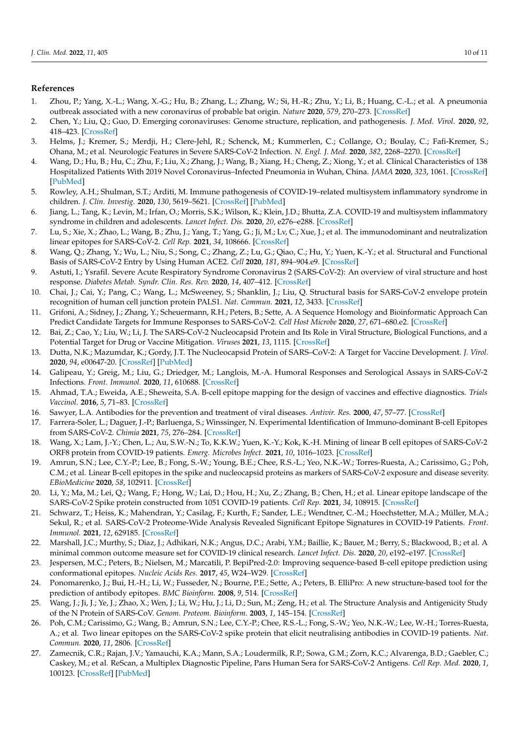## References

1. Zhou, P.; Yang, X.-L.; Wang, X.-G.; Hu, B.; Zhang, L.; Zhang, W.; Si, H.-R.; Zhu, Y.; Li, B.; Huang, C.-L.; et al. A pneumonia outbreak associated with a new coronavirus of probable bat origin. *Nature* **2020**, *579*, 270–273. [CrossRef]
2. Chen, Y.; Liu, Q.; Guo, D. Emerging coronaviruses: Genome structure, replication, and pathogenesis. *J. Med. Virol.* **2020**, *92*, 418–423. [CrossRef]
3. Helms, J.; Kremer, S.; Merdji, H.; Clere-Jehl, R.; Schenck, M.; Kummerlen, C.; Collange, O.; Boulay, C.; Fafi-Kremer, S.; Ohana, M.; et al. Neurologic Features in Severe SARS-CoV-2 Infection. *N. Engl. J. Med.* **2020**, *382*, 2268–2270. [CrossRef]
4. Wang, D.; Hu, B.; Hu, C.; Zhu, F.; Liu, X.; Zhang, J.; Wang, B.; Xiang, H.; Cheng, Z.; Xiong, Y.; et al. Clinical Characteristics of 138 Hospitalized Patients With 2019 Novel Coronavirus–Infected Pneumonia in Wuhan, China. *JAMA* **2020**, *323*, 1061. [CrossRef] [PubMed]
5. Rowley, A.H.; Shulman, S.T.; Arditi, M. Immune pathogenesis of COVID-19–related multisystem inflammatory syndrome in children. *J. Clin. Investig.* **2020**, *130*, 5619–5621. [CrossRef] [PubMed]
6. Jiang, L.; Tang, K.; Levin, M.; Irfan, O.; Morris, S.K.; Wilson, K.; Klein, J.D.; Bhutta, Z.A. COVID-19 and multisystem inflammatory syndrome in children and adolescents. *Lancet Infect. Dis.* **2020**, *20*, e276–e288. [CrossRef]
7. Lu, S.; Xie, X.; Zhao, L.; Wang, B.; Zhu, J.; Yang, T.; Yang, G.; Ji, M.; Lv, C.; Xue, J.; et al. The immunodominant and neutralization linear epitopes for SARS-CoV-2. *Cell Rep.* **2021**, *34*, 108666. [CrossRef]
8. Wang, Q.; Zhang, Y.; Wu, L.; Niu, S.; Song, C.; Zhang, Z.; Lu, G.; Qiao, C.; Hu, Y.; Yuen, K.-Y.; et al. Structural and Functional Basis of SARS-CoV-2 Entry by Using Human ACE2. *Cell* **2020**, *181*, 894–904.e9. [CrossRef]
9. Astuti, I.; Ysrafil. Severe Acute Respiratory Syndrome Coronavirus 2 (SARS-CoV-2): An overview of viral structure and host response. *Diabetes Metab. Syndr. Clin. Res. Rev.* **2020**, *14*, 407–412. [CrossRef]
10. Chai, J.; Cai, Y.; Pang, C.; Wang, L.; McSweeney, S.; Shanklin, J.; Liu, Q. Structural basis for SARS-CoV-2 envelope protein recognition of human cell junction protein PALS1. *Nat. Commun.* **2021**, *12*, 3433. [CrossRef]
11. Grifoni, A.; Sidney, J.; Zhang, Y.; Scheuermann, R.H.; Peters, B.; Sette, A. A Sequence Homology and Bioinformatic Approach Can Predict Candidate Targets for Immune Responses to SARS-CoV-2. *Cell Host Microbe* **2020**, *27*, 671–680.e2. [CrossRef]
12. Bai, Z.; Cao, Y.; Liu, W.; Li, J. The SARS-CoV-2 Nucleocapsid Protein and Its Role in Viral Structure, Biological Functions, and a Potential Target for Drug or Vaccine Mitigation. *Viruses* **2021**, *13*, 1115. [CrossRef]
13. Dutta, N.K.; Mazumdar, K.; Gordy, J.T. The Nucleocapsid Protein of SARS–CoV-2: A Target for Vaccine Development. *J. Virol.* **2020**, *94*, e00647-20. [CrossRef] [PubMed]
14. Galipeau, Y.; Greig, M.; Liu, G.; Driedger, M.; Langlois, M.-A. Humoral Responses and Serological Assays in SARS-CoV-2 Infections. *Front. Immunol.* **2020**, *11*, 610688. [CrossRef]
15. Ahmad, T.A.; Eweida, A.E.; Sheweita, S.A. B-cell epitope mapping for the design of vaccines and effective diagnostics. *Trials Vaccinol.* **2016**, *5*, 71–83. [CrossRef]
16. Sawyer, L.A. Antibodies for the prevention and treatment of viral diseases. *Antivir. Res.* **2000**, *47*, 57–77. [CrossRef]
17. Farrera-Soler, L.; Daguer, J.-P.; Barluenga, S.; Winssinger, N. Experimental Identification of Immuno-dominant B-cell Epitopes from SARS-CoV-2. *Chimia* **2021**, *75*, 276–284. [CrossRef]
18. Wang, X.; Lam, J.-Y.; Chen, L.; Au, S.W.-N.; To, K.K.W.; Yuen, K.-Y.; Kok, K.-H. Mining of linear B cell epitopes of SARS-CoV-2 ORF8 protein from COVID-19 patients. *Emerg. Microbes Infect.* **2021**, *10*, 1016–1023. [CrossRef]
19. Amrun, S.N.; Lee, C.Y.-P.; Lee, B.; Fong, S.-W.; Young, B.E.; Chee, R.S.-L.; Yeo, N.K.-W.; Torres-Ruesta, A.; Carissimo, G.; Poh, C.M.; et al. Linear B-cell epitopes in the spike and nucleocapsid proteins as markers of SARS-CoV-2 exposure and disease severity. *EBioMedicine* **2020**, *58*, 102911. [CrossRef]
20. Li, Y.; Ma, M.; Lei, Q.; Wang, F.; Hong, W.; Lai, D.; Hou, H.; Xu, Z.; Zhang, B.; Chen, H.; et al. Linear epitope landscape of the SARS-CoV-2 Spike protein constructed from 1051 COVID-19 patients. *Cell Rep.* **2021**, *34*, 108915. [CrossRef]
21. Schwarz, T.; Heiss, K.; Mahendran, Y.; Casilag, F.; Kurth, F.; Sander, L.E.; Wendtner, C.-M.; Hoechstetter, M.A.; Müller, M.A.; Sekul, R.; et al. SARS-CoV-2 Proteome-Wide Analysis Revealed Significant Epitope Signatures in COVID-19 Patients. *Front. Immunol.* **2021**, *12*, 629185. [CrossRef]
22. Marshall, J.C.; Murthy, S.; Diaz, J.; Adhikari, N.K.; Angus, D.C.; Arabi, Y.M.; Baillie, K.; Bauer, M.; Berry, S.; Blackwood, B.; et al. A minimal common outcome measure set for COVID-19 clinical research. *Lancet Infect. Dis.* **2020**, *20*, e192–e197. [CrossRef]
23. Jespersen, M.C.; Peters, B.; Nielsen, M.; Marcatili, P. BepiPred-2.0: Improving sequence-based B-cell epitope prediction using conformational epitopes. *Nucleic Acids Res.* **2017**, *45*, W24–W29. [CrossRef]
24. Ponomarenko, J.; Bui, H.-H.; Li, W.; Fusseder, N.; Bourne, P.E.; Sette, A.; Peters, B. ElliPro: A new structure-based tool for the prediction of antibody epitopes. *BMC Bioinform.* **2008**, *9*, 514. [CrossRef]
25. Wang, J.; Ji, J.; Ye, J.; Zhao, X.; Wen, J.; Li, W.; Hu, J.; Li, D.; Sun, M.; Zeng, H.; et al. The Structure Analysis and Antigenicity Study of the N Protein of SARS-CoV. *Genom. Proteom. Bioinform.* **2003**, *1*, 145–154. [CrossRef]
26. Poh, C.M.; Carissimo, G.; Wang, B.; Amrun, S.N.; Lee, C.Y.-P.; Chee, R.S.-L.; Fong, S.-W.; Yeo, N.K.-W.; Lee, W.-H.; Torres-Ruesta, A.; et al. Two linear epitopes on the SARS-CoV-2 spike protein that elicit neutralising antibodies in COVID-19 patients. *Nat. Commun.* **2020**, *11*, 2806. [CrossRef]
27. Zamecnik, C.R.; Rajan, J.V.; Yamauchi, K.A.; Mann, S.A.; Loudermilk, R.P.; Sowa, G.M.; Zorn, K.C.; Alvarenga, B.D.; Gaebler, C.; Caskey, M.; et al. ReScan, a Multiplex Diagnostic Pipeline, Pans Human Sera for SARS-CoV-2 Antigens. *Cell Rep. Med.* **2020**, *1*, 100123. [CrossRef] [PubMed]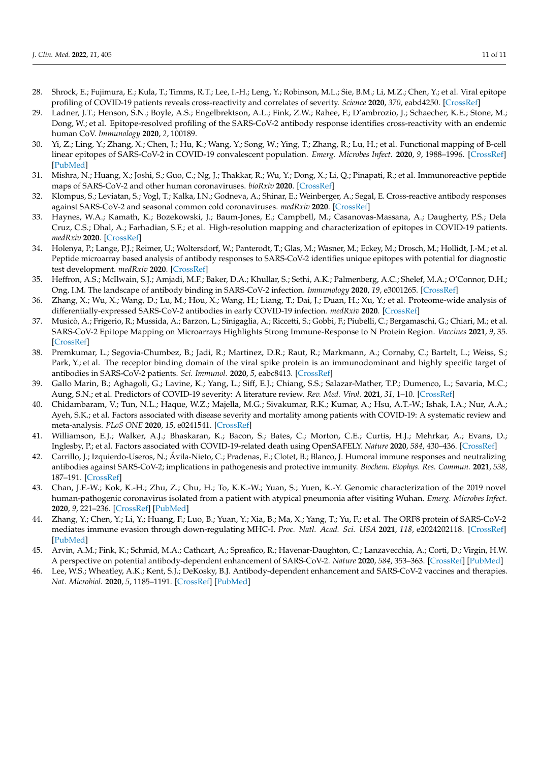28. Shrock, E.; Fujimura, E.; Kula, T.; Timms, R.T.; Lee, I.-H.; Leng, Y.; Robinson, M.L.; Sie, B.M.; Li, M.Z.; Chen, Y.; et al. Viral epitope profiling of COVID-19 patients reveals cross-reactivity and correlates of severity. *Science* **2020**, *370*, eabd4250. [CrossRef]
29. Ladner, J.T.; Henson, S.N.; Boyle, A.S.; Engelbrektson, A.L.; Fink, Z.W.; Rahee, F.; D'ambrozio, J.; Schaecher, K.E.; Stone, M.; Dong, W.; et al. Epitope-resolved profiling of the SARS-CoV-2 antibody response identifies cross-reactivity with an endemic human CoV. *Immunology* **2020**, *2*, 100189.
30. Yi, Z.; Ling, Y.; Zhang, X.; Chen, J.; Hu, K.; Wang, Y.; Song, W.; Ying, T.; Zhang, R.; Lu, H.; et al. Functional mapping of B-cell linear epitopes of SARS-CoV-2 in COVID-19 convalescent population. *Emerg. Microbes Infect.* **2020**, *9*, 1988–1996. [CrossRef] [PubMed]
31. Mishra, N.; Huang, X.; Joshi, S.; Guo, C.; Ng, J.; Thakkar, R.; Wu, Y.; Dong, X.; Li, Q.; Pinapati, R.; et al. Immunoreactive peptide maps of SARS-CoV-2 and other human coronaviruses. *bioRxiv* **2020**. [CrossRef]
32. Klompus, S.; Leviatan, S.; Vogl, T.; Kalka, I.N.; Godneva, A.; Shinar, E.; Weinberger, A.; Segal, E. Cross-reactive antibody responses against SARS-CoV-2 and seasonal common cold coronaviruses. *medRxiv* **2020**. [CrossRef]
33. Haynes, W.A.; Kamath, K.; Bozekowski, J.; Baum-Jones, E.; Campbell, M.; Casanovas-Massana, A.; Daugherty, P.S.; Dela Cruz, C.S.; Dhal, A.; Farhadian, S.F.; et al. High-resolution mapping and characterization of epitopes in COVID-19 patients. *medRxiv* **2020**. [CrossRef]
34. Holenya, P.; Lange, P.J.; Reimer, U.; Woltersdorf, W.; Panterodt, T.; Glas, M.; Wasner, M.; Eckey, M.; Drosch, M.; Hollidt, J.-M.; et al. Peptide microarray based analysis of antibody responses to SARS-CoV-2 identifies unique epitopes with potential for diagnostic test development. *medRxiv* **2020**. [CrossRef]
35. Heffron, A.S.; McIlwain, S.J.; Amjadi, M.F.; Baker, D.A.; Khullar, S.; Sethi, A.K.; Palmenberg, A.C.; Shelef, M.A.; O'Connor, D.H.; Ong, I.M. The landscape of antibody binding in SARS-CoV-2 infection. *Immunology* **2020**, *19*, e3001265. [CrossRef]
36. Zhang, X.; Wu, X.; Wang, D.; Lu, M.; Hou, X.; Wang, H.; Liang, T.; Dai, J.; Duan, H.; Xu, Y.; et al. Proteome-wide analysis of differentially-expressed SARS-CoV-2 antibodies in early COVID-19 infection. *medRxiv* **2020**. [CrossRef]
37. Musicò, A.; Frigerio, R.; Mussida, A.; Barzon, L.; Sinigaglia, A.; Riccetti, S.; Gobbi, F.; Piubelli, C.; Bergamaschi, G.; Chiari, M.; et al. SARS-CoV-2 Epitope Mapping on Microarrays Highlights Strong Immune-Response to N Protein Region. *Vaccines* **2021**, *9*, 35. [CrossRef]
38. Premkumar, L.; Segovia-Chumbez, B.; Jadi, R.; Martinez, D.R.; Raut, R.; Markmann, A.; Cornaby, C.; Bartelt, L.; Weiss, S.; Park, Y.; et al. The receptor binding domain of the viral spike protein is an immunodominant and highly specific target of antibodies in SARS-CoV-2 patients. *Sci. Immunol.* **2020**, *5*, eabc8413. [CrossRef]
39. Gallo Marin, B.; Aghagoli, G.; Lavine, K.; Yang, L.; Siff, E.J.; Chiang, S.S.; Salazar-Mather, T.P.; Dumenco, L.; Savaria, M.C.; Aung, S.N.; et al. Predictors of COVID-19 severity: A literature review. *Rev. Med. Virol.* **2021**, *31*, 1–10. [CrossRef]
40. Chidambaram, V.; Tun, N.L.; Haque, W.Z.; Majella, M.G.; Sivakumar, R.K.; Kumar, A.; Hsu, A.T.-W.; Ishak, I.A.; Nur, A.A.; Ayeh, S.K.; et al. Factors associated with disease severity and mortality among patients with COVID-19: A systematic review and meta-analysis. *PLoS ONE* **2020**, *15*, e0241541. [CrossRef]
41. Williamson, E.J.; Walker, A.J.; Bhaskaran, K.; Bacon, S.; Bates, C.; Morton, C.E.; Curtis, H.J.; Mehrkar, A.; Evans, D.; Inglesby, P.; et al. Factors associated with COVID-19-related death using OpenSAFELY. *Nature* **2020**, *584*, 430–436. [CrossRef]
42. Carrillo, J.; Izquierdo-Useros, N.; Ávila-Nieto, C.; Pradenas, E.; Clotet, B.; Blanco, J. Humoral immune responses and neutralizing antibodies against SARS-CoV-2; implications in pathogenesis and protective immunity. *Biochem. Biophys. Res. Commun.* **2021**, *538*, 187–191. [CrossRef]
43. Chan, J.F.-W.; Kok, K.-H.; Zhu, Z.; Chu, H.; To, K.K.-W.; Yuan, S.; Yuen, K.-Y. Genomic characterization of the 2019 novel human-pathogenic coronavirus isolated from a patient with atypical pneumonia after visiting Wuhan. *Emerg. Microbes Infect.* **2020**, *9*, 221–236. [CrossRef] [PubMed]
44. Zhang, Y.; Chen, Y.; Li, Y.; Huang, F.; Luo, B.; Yuan, Y.; Xia, B.; Ma, X.; Yang, T.; Yu, F.; et al. The ORF8 protein of SARS-CoV-2 mediates immune evasion through down-regulating MHC-I. *Proc. Natl. Acad. Sci. USA* **2021**, *118*, e2024202118. [CrossRef] [PubMed]
45. Arvin, A.M.; Fink, K.; Schmid, M.A.; Cathcart, A.; Spreafico, R.; Havenar-Daughton, C.; Lanzavecchia, A.; Corti, D.; Virgin, H.W. A perspective on potential antibody-dependent enhancement of SARS-CoV-2. *Nature* **2020**, *584*, 353–363. [CrossRef] [PubMed]
46. Lee, W.S.; Wheatley, A.K.; Kent, S.J.; DeKosky, B.J. Antibody-dependent enhancement and SARS-CoV-2 vaccines and therapies. *Nat. Microbiol.* **2020**, *5*, 1185–1191. [CrossRef] [PubMed]